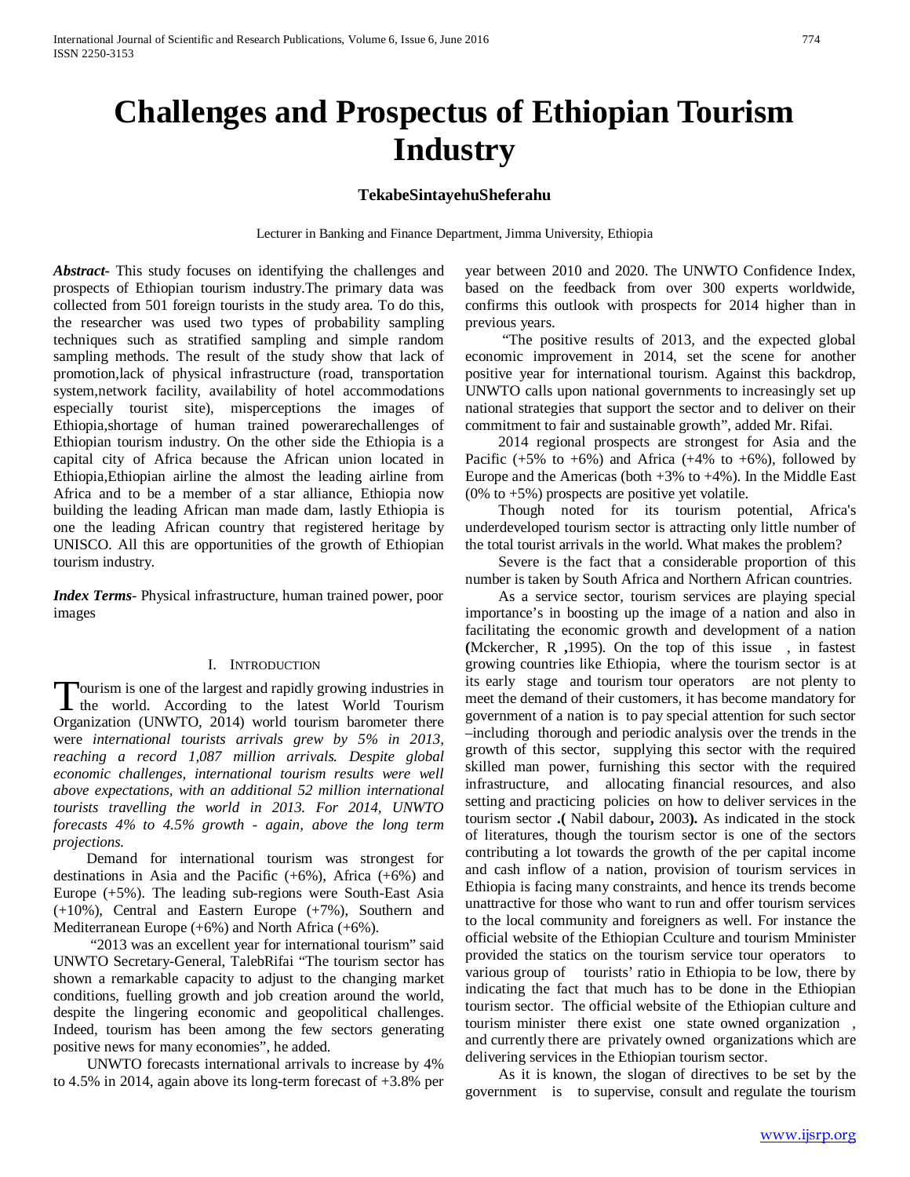# Challenges and Prospectus of Ethiopian Tourism Industry

**TekabeSintayehuSheferahu**

Lecturer in Banking and Finance Department, Jimma University, Ethiopia

***Abstract***- This study focuses on identifying the challenges and prospects of Ethiopian tourism industry.The primary data was collected from 501 foreign tourists in the study area. To do this, the researcher was used two types of probability sampling techniques such as stratified sampling and simple random sampling methods. The result of the study show that lack of promotion,lack of physical infrastructure (road, transportation system,network facility, availability of hotel accommodations especially tourist site), misperceptions the images of Ethiopia,shortage of human trained powerarechallenges of Ethiopian tourism industry. On the other side the Ethiopia is a capital city of Africa because the African union located in Ethiopia,Ethiopian airline the almost the leading airline from Africa and to be a member of a star alliance, Ethiopia now building the leading African man made dam, lastly Ethiopia is one the leading African country that registered heritage by UNISCO. All this are opportunities of the growth of Ethiopian tourism industry.

***Index Terms***- Physical infrastructure, human trained power, poor images

## I. Introduction

Tourism is one of the largest and rapidly growing industries in the world. According to the latest World Tourism Organization (UNWTO, 2014) world tourism barometer there were *international tourists arrivals grew by 5% in 2013, reaching a record 1,087 million arrivals. Despite global economic challenges, international tourism results were well above expectations, with an additional 52 million international tourists travelling the world in 2013. For 2014, UNWTO forecasts 4% to 4.5% growth - again, above the long term projections.*

Demand for international tourism was strongest for destinations in Asia and the Pacific (+6%), Africa (+6%) and Europe (+5%). The leading sub-regions were South-East Asia (+10%), Central and Eastern Europe (+7%), Southern and Mediterranean Europe (+6%) and North Africa (+6%).

"2013 was an excellent year for international tourism" said UNWTO Secretary-General, TalebRifai "The tourism sector has shown a remarkable capacity to adjust to the changing market conditions, fuelling growth and job creation around the world, despite the lingering economic and geopolitical challenges. Indeed, tourism has been among the few sectors generating positive news for many economies", he added.

UNWTO forecasts international arrivals to increase by 4% to 4.5% in 2014, again above its long-term forecast of +3.8% per year between 2010 and 2020. The UNWTO Confidence Index, based on the feedback from over 300 experts worldwide, confirms this outlook with prospects for 2014 higher than in previous years.

"The positive results of 2013, and the expected global economic improvement in 2014, set the scene for another positive year for international tourism. Against this backdrop, UNWTO calls upon national governments to increasingly set up national strategies that support the sector and to deliver on their commitment to fair and sustainable growth", added Mr. Rifai.

2014 regional prospects are strongest for Asia and the Pacific (+5% to +6%) and Africa (+4% to +6%), followed by Europe and the Americas (both +3% to +4%). In the Middle East (0% to +5%) prospects are positive yet volatile.

Though noted for its tourism potential, Africa's underdeveloped tourism sector is attracting only little number of the total tourist arrivals in the world. What makes the problem?

Severe is the fact that a considerable proportion of this number is taken by South Africa and Northern African countries.

As a service sector, tourism services are playing special importance's in boosting up the image of a nation and also in facilitating the economic growth and development of a nation **(**Mckercher, R **,**1995). On the top of this issue , in fastest growing countries like Ethiopia, where the tourism sector is at its early stage and tourism tour operators are not plenty to meet the demand of their customers, it has become mandatory for government of a nation is to pay special attention for such sector –including thorough and periodic analysis over the trends in the growth of this sector, supplying this sector with the required skilled man power, furnishing this sector with the required infrastructure, and allocating financial resources, and also setting and practicing policies on how to deliver services in the tourism sector **.(** Nabil dabour**,** 2003**).** As indicated in the stock of literatures, though the tourism sector is one of the sectors contributing a lot towards the growth of the per capital income and cash inflow of a nation, provision of tourism services in Ethiopia is facing many constraints, and hence its trends become unattractive for those who want to run and offer tourism services to the local community and foreigners as well. For instance the official website of the Ethiopian Cculture and tourism Mminister provided the statics on the tourism service tour operators to various group of tourists' ratio in Ethiopia to be low, there by indicating the fact that much has to be done in the Ethiopian tourism sector. The official website of the Ethiopian culture and tourism minister there exist one state owned organization , and currently there are privately owned organizations which are delivering services in the Ethiopian tourism sector.

As it is known, the slogan of directives to be set by the government is to supervise, consult and regulate the tourism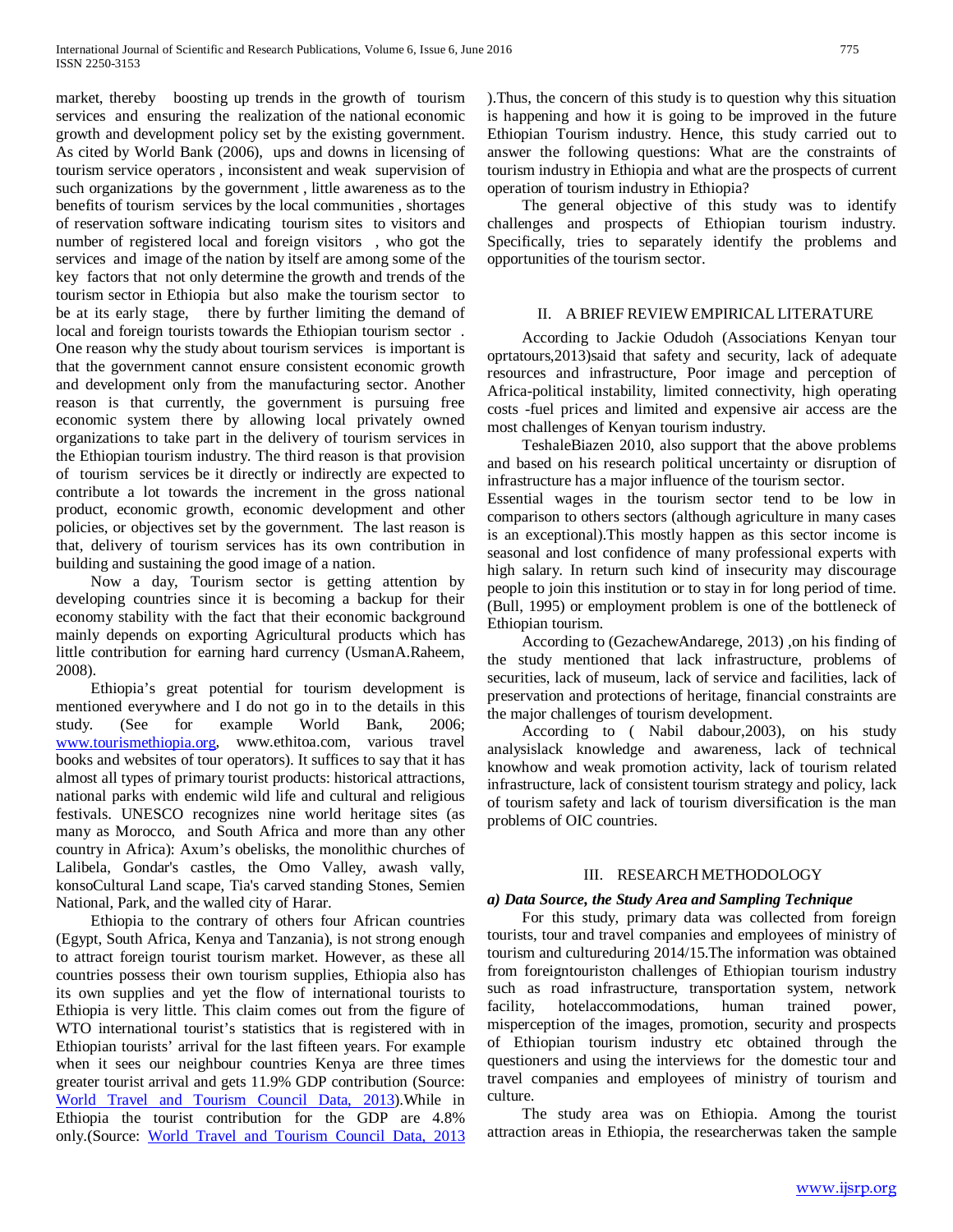market, thereby boosting up trends in the growth of tourism services and ensuring the realization of the national economic growth and development policy set by the existing government. As cited by World Bank (2006), ups and downs in licensing of tourism service operators , inconsistent and weak supervision of such organizations by the government , little awareness as to the benefits of tourism services by the local communities , shortages of reservation software indicating tourism sites to visitors and number of registered local and foreign visitors , who got the services and image of the nation by itself are among some of the key factors that not only determine the growth and trends of the tourism sector in Ethiopia but also make the tourism sector to be at its early stage, there by further limiting the demand of local and foreign tourists towards the Ethiopian tourism sector . One reason why the study about tourism services is important is that the government cannot ensure consistent economic growth and development only from the manufacturing sector. Another reason is that currently, the government is pursuing free economic system there by allowing local privately owned organizations to take part in the delivery of tourism services in the Ethiopian tourism industry. The third reason is that provision of tourism services be it directly or indirectly are expected to contribute a lot towards the increment in the gross national product, economic growth, economic development and other policies, or objectives set by the government. The last reason is that, delivery of tourism services has its own contribution in building and sustaining the good image of a nation.

Now a day, Tourism sector is getting attention by developing countries since it is becoming a backup for their economy stability with the fact that their economic background mainly depends on exporting Agricultural products which has little contribution for earning hard currency (UsmanA.Raheem, 2008).

Ethiopia's great potential for tourism development is mentioned everywhere and I do not go in to the details in this study. (See for example World Bank, 2006; www.tourismethiopia.org, www.ethitoa.com, various travel books and websites of tour operators). It suffices to say that it has almost all types of primary tourist products: historical attractions, national parks with endemic wild life and cultural and religious festivals. UNESCO recognizes nine world heritage sites (as many as Morocco, and South Africa and more than any other country in Africa): Axum's obelisks, the monolithic churches of Lalibela, Gondar's castles, the Omo Valley, awash vally, konsoCultural Land scape, Tia's carved standing Stones, Semien National, Park, and the walled city of Harar.

Ethiopia to the contrary of others four African countries (Egypt, South Africa, Kenya and Tanzania), is not strong enough to attract foreign tourist tourism market. However, as these all countries possess their own tourism supplies, Ethiopia also has its own supplies and yet the flow of international tourists to Ethiopia is very little. This claim comes out from the figure of WTO international tourist's statistics that is registered with in Ethiopian tourists' arrival for the last fifteen years. For example when it sees our neighbour countries Kenya are three times greater tourist arrival and gets 11.9% GDP contribution (Source: World Travel and Tourism Council Data, 2013).While in Ethiopia the tourist contribution for the GDP are 4.8% only.(Source: World Travel and Tourism Council Data, 2013 ).Thus, the concern of this study is to question why this situation is happening and how it is going to be improved in the future Ethiopian Tourism industry. Hence, this study carried out to answer the following questions: What are the constraints of tourism industry in Ethiopia and what are the prospects of current operation of tourism industry in Ethiopia?

The general objective of this study was to identify challenges and prospects of Ethiopian tourism industry. Specifically, tries to separately identify the problems and opportunities of the tourism sector.

## II. A BRIEF REVIEW EMPIRICAL LITERATURE

According to Jackie Odudoh (Associations Kenyan tour oprtatours,2013)said that safety and security, lack of adequate resources and infrastructure, Poor image and perception of Africa-political instability, limited connectivity, high operating costs -fuel prices and limited and expensive air access are the most challenges of Kenyan tourism industry.

TeshaleBiazen 2010, also support that the above problems and based on his research political uncertainty or disruption of infrastructure has a major influence of the tourism sector.

Essential wages in the tourism sector tend to be low in comparison to others sectors (although agriculture in many cases is an exceptional).This mostly happen as this sector income is seasonal and lost confidence of many professional experts with high salary. In return such kind of insecurity may discourage people to join this institution or to stay in for long period of time.(Bull, 1995) or employment problem is one of the bottleneck of Ethiopian tourism.

According to (GezachewAndarege, 2013) ,on his finding of the study mentioned that lack infrastructure, problems of securities, lack of museum, lack of service and facilities, lack of preservation and protections of heritage, financial constraints are the major challenges of tourism development.

According to ( Nabil dabour,2003), on his study analysislack knowledge and awareness, lack of technical knowhow and weak promotion activity, lack of tourism related infrastructure, lack of consistent tourism strategy and policy, lack of tourism safety and lack of tourism diversification is the man problems of OIC countries.

## III. RESEARCH METHODOLOGY

### *a) Data Source, the Study Area and Sampling Technique*

For this study, primary data was collected from foreign tourists, tour and travel companies and employees of ministry of tourism and cultureduring 2014/15.The information was obtained from foreigntouriston challenges of Ethiopian tourism industry such as road infrastructure, transportation system, network facility, hotelaccommodations, human trained power, misperception of the images, promotion, security and prospects of Ethiopian tourism industry etc obtained through the questioners and using the interviews for the domestic tour and travel companies and employees of ministry of tourism and culture.

The study area was on Ethiopia. Among the tourist attraction areas in Ethiopia, the researcherwas taken the sample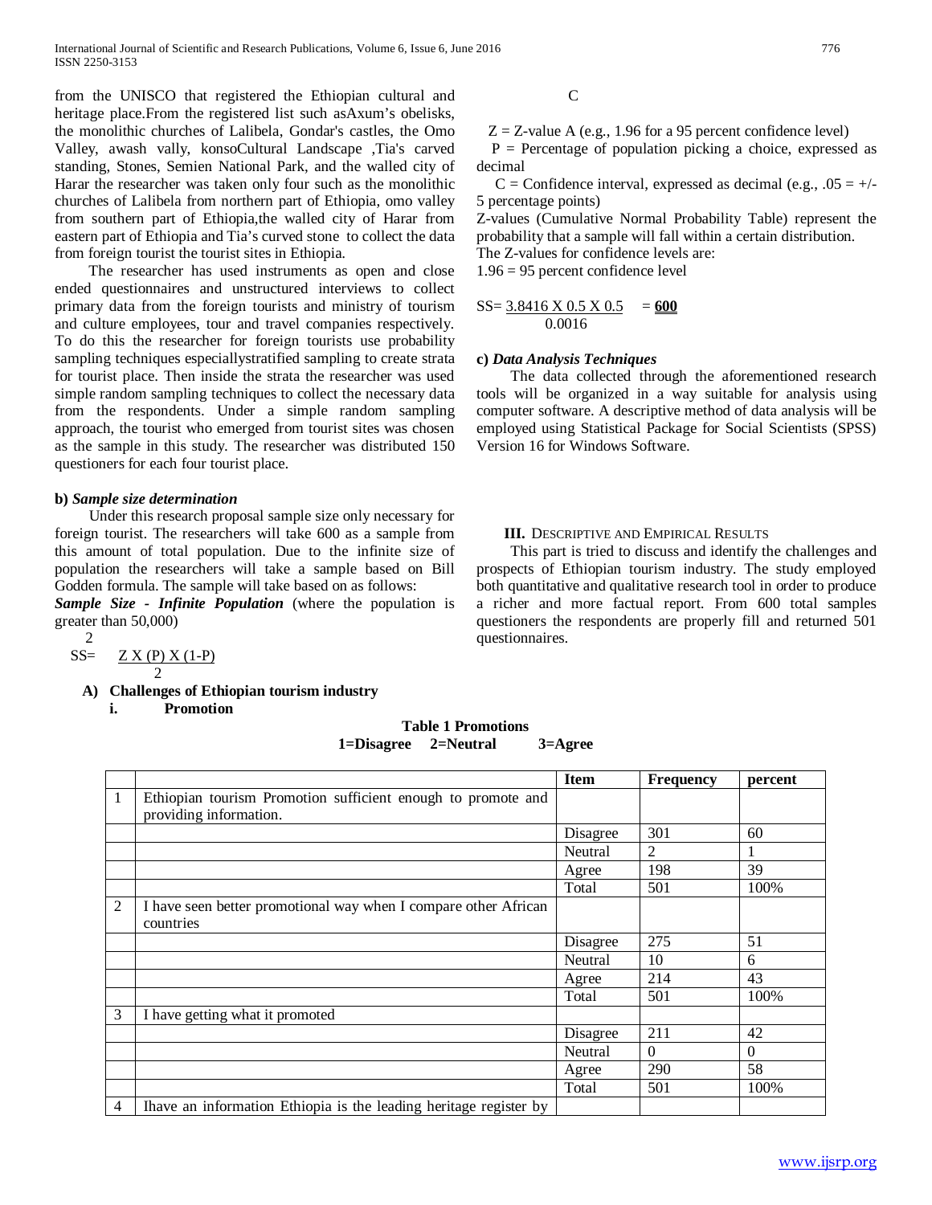from the UNISCO that registered the Ethiopian cultural and heritage place.From the registered list such asAxum's obelisks, the monolithic churches of Lalibela, Gondar's castles, the Omo Valley, awash vally, konsoCultural Landscape ,Tia's carved standing, Stones, Semien National Park, and the walled city of Harar the researcher was taken only four such as the monolithic churches of Lalibela from northern part of Ethiopia, omo valley from southern part of Ethiopia,the walled city of Harar from eastern part of Ethiopia and Tia's curved stone to collect the data from foreign tourist the tourist sites in Ethiopia.

The researcher has used instruments as open and close ended questionnaires and unstructured interviews to collect primary data from the foreign tourists and ministry of tourism and culture employees, tour and travel companies respectively. To do this the researcher for foreign tourists use probability sampling techniques especiallystratified sampling to create strata for tourist place. Then inside the strata the researcher was used simple random sampling techniques to collect the necessary data from the respondents. Under a simple random sampling approach, the tourist who emerged from tourist sites was chosen as the sample in this study. The researcher was distributed 150 questioners for each four tourist place.

**b) *Sample size determination***

Under this research proposal sample size only necessary for foreign tourist. The researchers will take 600 as a sample from this amount of total population. Due to the infinite size of population the researchers will take a sample based on Bill Godden formula. The sample will take based on as follows:

***Sample Size - Infinite Population*** (where the population is greater than 50,000)

$$SS = \frac{Z^2 \times (P) \times (1-P)}{C^2}$$

Z = Z-value A (e.g., 1.96 for a 95 percent confidence level)

P = Percentage of population picking a choice, expressed as decimal

C = Confidence interval, expressed as decimal (e.g., .05 = +/- 5 percentage points)

Z-values (Cumulative Normal Probability Table) represent the probability that a sample will fall within a certain distribution.

The Z-values for confidence levels are:

1.96 = 95 percent confidence level

$$SS = \frac{3.8416 \times 0.5 \times 0.5}{0.0016} = \underline{\mathbf{600}}$$

**c) *Data Analysis Techniques***

The data collected through the aforementioned research tools will be organized in a way suitable for analysis using computer software. A descriptive method of data analysis will be employed using Statistical Package for Social Scientists (SPSS) Version 16 for Windows Software.

## III. Descriptive and Empirical Results

This part is tried to discuss and identify the challenges and prospects of Ethiopian tourism industry. The study employed both quantitative and qualitative research tool in order to produce a richer and more factual report. From 600 total samples questioners the respondents are properly fill and returned 501 questionnaires.

**A) Challenges of Ethiopian tourism industry**

**i. Promotion**

**Table 1 Promotions**
**1=Disagree 2=Neutral 3=Agree**

| | | Item | Frequency | percent |
|---|---|---|---|---|
| 1 | Ethiopian tourism Promotion sufficient enough to promote and providing information. | | | |
| | | Disagree | 301 | 60 |
| | | Neutral | 2 | 1 |
| | | Agree | 198 | 39 |
| | | Total | 501 | 100% |
| 2 | I have seen better promotional way when I compare other African countries | | | |
| | | Disagree | 275 | 51 |
| | | Neutral | 10 | 6 |
| | | Agree | 214 | 43 |
| | | Total | 501 | 100% |
| 3 | I have getting what it promoted | | | |
| | | Disagree | 211 | 42 |
| | | Neutral | 0 | 0 |
| | | Agree | 290 | 58 |
| | | Total | 501 | 100% |
| 4 | Ihave an information Ethiopia is the leading heritage register by | | | |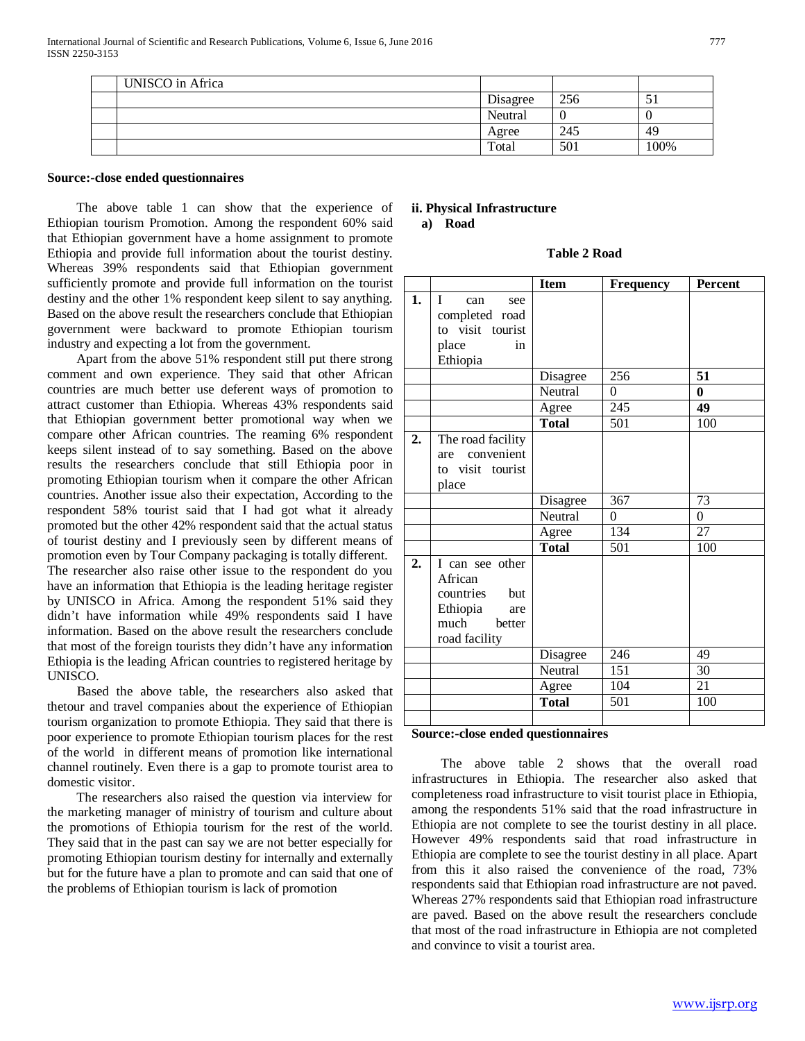|  |  |  |  |  |
|---|---|---|---|---|
|  | UNISCO in Africa |  |  |  |
|  |  | Disagree | 256 | 51 |
|  |  | Neutral | 0 | 0 |
|  |  | Agree | 245 | 49 |
|  |  | Total | 501 | 100% |

**Source:-close ended questionnaires**

The above table 1 can show that the experience of Ethiopian tourism Promotion. Among the respondent 60% said that Ethiopian government have a home assignment to promote Ethiopia and provide full information about the tourist destiny. Whereas 39% respondents said that Ethiopian government sufficiently promote and provide full information on the tourist destiny and the other 1% respondent keep silent to say anything. Based on the above result the researchers conclude that Ethiopian government were backward to promote Ethiopian tourism industry and expecting a lot from the government.

Apart from the above 51% respondent still put there strong comment and own experience. They said that other African countries are much better use deferent ways of promotion to attract customer than Ethiopia. Whereas 43% respondents said that Ethiopian government better promotional way when we compare other African countries. The reaming 6% respondent keeps silent instead of to say something. Based on the above results the researchers conclude that still Ethiopia poor in promoting Ethiopian tourism when it compare the other African countries. Another issue also their expectation, According to the respondent 58% tourist said that I had got what it already promoted but the other 42% respondent said that the actual status of tourist destiny and I previously seen by different means of promotion even by Tour Company packaging is totally different.
The researcher also raise other issue to the respondent do you have an information that Ethiopia is the leading heritage register by UNISCO in Africa. Among the respondent 51% said they didn't have information while 49% respondents said I have information. Based on the above result the researchers conclude that most of the foreign tourists they didn't have any information Ethiopia is the leading African countries to registered heritage by UNISCO.

Based the above table, the researchers also asked that thetour and travel companies about the experience of Ethiopian tourism organization to promote Ethiopia. They said that there is poor experience to promote Ethiopian tourism places for the rest of the world in different means of promotion like international channel routinely. Even there is a gap to promote tourist area to domestic visitor.

The researchers also raised the question via interview for the marketing manager of ministry of tourism and culture about the promotions of Ethiopia tourism for the rest of the world. They said that in the past can say we are not better especially for promoting Ethiopian tourism destiny for internally and externally but for the future have a plan to promote and can said that one of the problems of Ethiopian tourism is lack of promotion

**ii. Physical Infrastructure**

**a) Road**

**Table 2 Road**

|  |  | **Item** | **Frequency** | **Percent** |
|---|---|---|---|---|
| **1.** | I can see completed road to visit tourist place in Ethiopia |  |  |  |
|  |  | Disagree | 256 | **51** |
|  |  | Neutral | 0 | **0** |
|  |  | Agree | 245 | **49** |
|  |  | **Total** | 501 | 100 |
| **2.** | The road facility are convenient to visit tourist place |  |  |  |
|  |  | Disagree | 367 | 73 |
|  |  | Neutral | 0 | 0 |
|  |  | Agree | 134 | 27 |
|  |  | **Total** | 501 | 100 |
| **2.** | I can see other African countries but Ethiopia are much better road facility |  |  |  |
|  |  | Disagree | 246 | 49 |
|  |  | Neutral | 151 | 30 |
|  |  | Agree | 104 | 21 |
|  |  | **Total** | 501 | 100 |
|  |  |  |  |  |

**Source:-close ended questionnaires**

The above table 2 shows that the overall road infrastructures in Ethiopia. The researcher also asked that completeness road infrastructure to visit tourist place in Ethiopia, among the respondents 51% said that the road infrastructure in Ethiopia are not complete to see the tourist destiny in all place. However 49% respondents said that road infrastructure in Ethiopia are complete to see the tourist destiny in all place. Apart from this it also raised the convenience of the road, 73% respondents said that Ethiopian road infrastructure are not paved. Whereas 27% respondents said that Ethiopian road infrastructure are paved. Based on the above result the researchers conclude that most of the road infrastructure in Ethiopia are not completed and convince to visit a tourist area.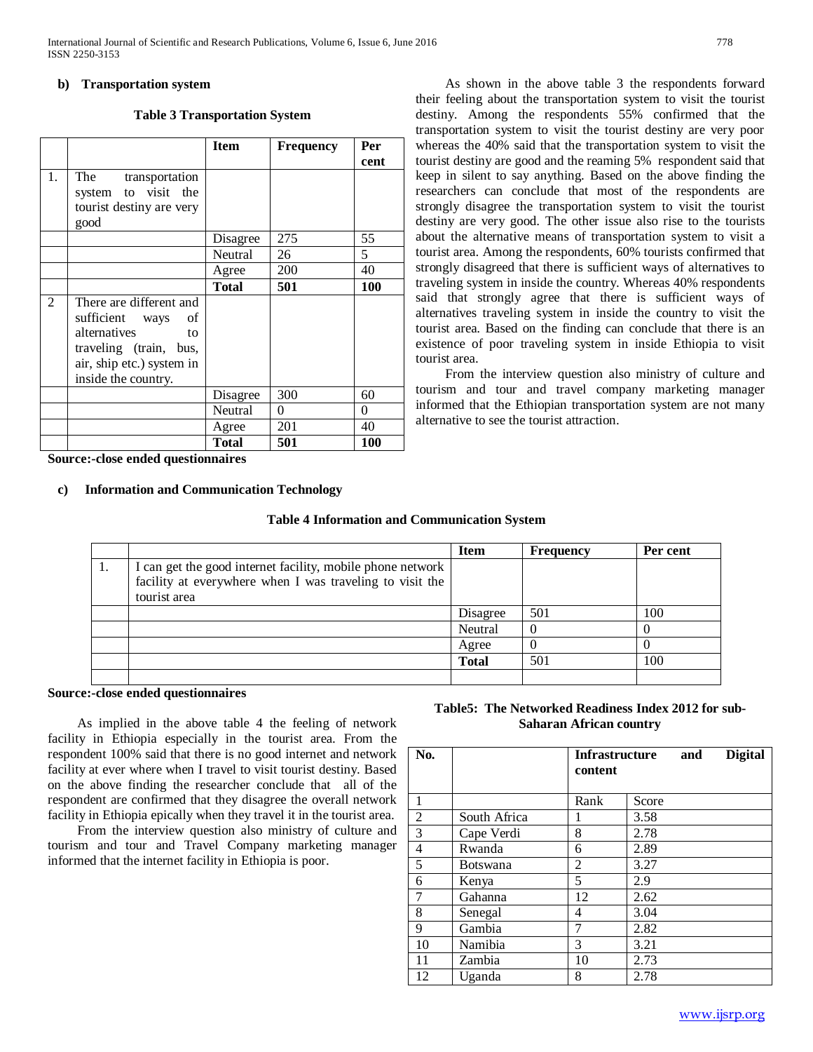#### b) Transportation system

**Table 3 Transportation System**

| | | Item | Frequency | Per cent |
|---|---|---|---|---|
| 1. | The transportation system to visit the tourist destiny are very good | | | |
| | | Disagree | 275 | 55 |
| | | Neutral | 26 | 5 |
| | | Agree | 200 | 40 |
| | | **Total** | **501** | **100** |
| 2 | There are different and sufficient ways of alternatives to traveling (train, bus, air, ship etc.) system in inside the country. | | | |
| | | Disagree | 300 | 60 |
| | | Neutral | 0 | 0 |
| | | Agree | 201 | 40 |
| | | **Total** | **501** | **100** |

**Source:-close ended questionnaires**

As shown in the above table 3 the respondents forward their feeling about the transportation system to visit the tourist destiny. Among the respondents 55% confirmed that the transportation system to visit the tourist destiny are very poor whereas the 40% said that the transportation system to visit the tourist destiny are good and the reaming 5% respondent said that keep in silent to say anything. Based on the above finding the researchers can conclude that most of the respondents are strongly disagree the transportation system to visit the tourist destiny are very good. The other issue also rise to the tourists about the alternative means of transportation system to visit a tourist area. Among the respondents, 60% tourists confirmed that strongly disagreed that there is sufficient ways of alternatives to traveling system in inside the country. Whereas 40% respondents said that strongly agree that there is sufficient ways of alternatives traveling system in inside the country to visit the tourist area. Based on the finding can conclude that there is an existence of poor traveling system in inside Ethiopia to visit tourist area.

From the interview question also ministry of culture and tourism and tour and travel company marketing manager informed that the Ethiopian transportation system are not many alternative to see the tourist attraction.

#### c) Information and Communication Technology

**Table 4 Information and Communication System**

| | | Item | Frequency | Per cent |
|---|---|---|---|---|
| 1. | I can get the good internet facility, mobile phone network facility at everywhere when I was traveling to visit the tourist area | | | |
| | | Disagree | 501 | 100 |
| | | Neutral | 0 | 0 |
| | | Agree | 0 | 0 |
| | | **Total** | 501 | 100 |
| | | | | |

**Source:-close ended questionnaires**

As implied in the above table 4 the feeling of network facility in Ethiopia especially in the tourist area. From the respondent 100% said that there is no good internet and network facility at ever where when I travel to visit tourist destiny. Based on the above finding the researcher conclude that all of the respondent are confirmed that they disagree the overall network facility in Ethiopia epically when they travel it in the tourist area.

From the interview question also ministry of culture and tourism and tour and Travel Company marketing manager informed that the internet facility in Ethiopia is poor.

**Table5: The Networked Readiness Index 2012 for sub-Saharan African country**

| No. | | Infrastructure and Digital content | |
|---|---|---|---|
| 1 | | Rank | Score |
| 2 | South Africa | 1 | 3.58 |
| 3 | Cape Verdi | 8 | 2.78 |
| 4 | Rwanda | 6 | 2.89 |
| 5 | Botswana | 2 | 3.27 |
| 6 | Kenya | 5 | 2.9 |
| 7 | Gahanna | 12 | 2.62 |
| 8 | Senegal | 4 | 3.04 |
| 9 | Gambia | 7 | 2.82 |
| 10 | Namibia | 3 | 3.21 |
| 11 | Zambia | 10 | 2.73 |
| 12 | Uganda | 8 | 2.78 |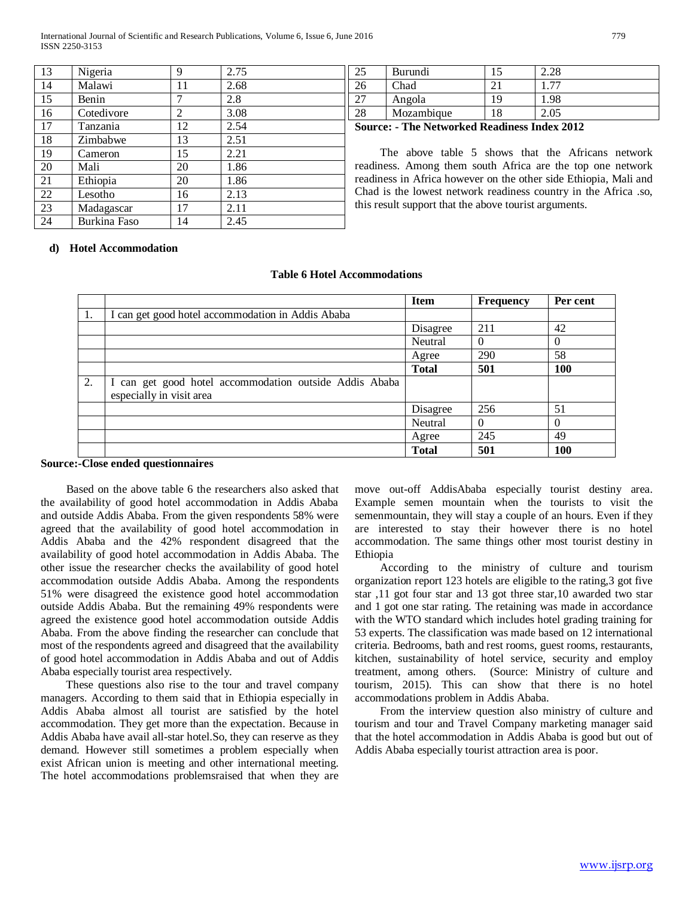| 13 | Nigeria | 9 | 2.75 |
|---|---|---|---|
| 14 | Malawi | 11 | 2.68 |
| 15 | Benin | 7 | 2.8 |
| 16 | Cotedivore | 2 | 3.08 |
| 17 | Tanzania | 12 | 2.54 |
| 18 | Zimbabwe | 13 | 2.51 |
| 19 | Cameron | 15 | 2.21 |
| 20 | Mali | 20 | 1.86 |
| 21 | Ethiopia | 20 | 1.86 |
| 22 | Lesotho | 16 | 2.13 |
| 23 | Madagascar | 17 | 2.11 |
| 24 | Burkina Faso | 14 | 2.45 |
| 25 | Burundi | 15 | 2.28 |
| 26 | Chad | 21 | 1.77 |
| 27 | Angola | 19 | 1.98 |
| 28 | Mozambique | 18 | 2.05 |

**Source: - The Networked Readiness Index 2012**

The above table 5 shows that the Africans network readiness. Among them south Africa are the top one network readiness in Africa however on the other side Ethiopia, Mali and Chad is the lowest network readiness country in the Africa .so, this result support that the above tourist arguments.

### d) Hotel Accommodation

**Table 6 Hotel Accommodations**

| | | Item | Frequency | Per cent |
|---|---|---|---|---|
| 1. | I can get good hotel accommodation in Addis Ababa | | | |
| | | Disagree | 211 | 42 |
| | | Neutral | 0 | 0 |
| | | Agree | 290 | 58 |
| | | **Total** | **501** | **100** |
| 2. | I can get good hotel accommodation outside Addis Ababa especially in visit area | | | |
| | | Disagree | 256 | 51 |
| | | Neutral | 0 | 0 |
| | | Agree | 245 | 49 |
| | | **Total** | **501** | **100** |

**Source:-Close ended questionnaires**

Based on the above table 6 the researchers also asked that the availability of good hotel accommodation in Addis Ababa and outside Addis Ababa. From the given respondents 58% were agreed that the availability of good hotel accommodation in Addis Ababa and the 42% respondent disagreed that the availability of good hotel accommodation in Addis Ababa. The other issue the researcher checks the availability of good hotel accommodation outside Addis Ababa. Among the respondents 51% were disagreed the existence good hotel accommodation outside Addis Ababa. But the remaining 49% respondents were agreed the existence good hotel accommodation outside Addis Ababa. From the above finding the researcher can conclude that most of the respondents agreed and disagreed that the availability of good hotel accommodation in Addis Ababa and out of Addis Ababa especially tourist area respectively.

These questions also rise to the tour and travel company managers. According to them said that in Ethiopia especially in Addis Ababa almost all tourist are satisfied by the hotel accommodation. They get more than the expectation. Because in Addis Ababa have avail all-star hotel.So, they can reserve as they demand. However still sometimes a problem especially when exist African union is meeting and other international meeting. The hotel accommodations problemsraised that when they are move out-off AddisAbaba especially tourist destiny area. Example semen mountain when the tourists to visit the semenmountain, they will stay a couple of an hours. Even if they are interested to stay their however there is no hotel accommodation. The same things other most tourist destiny in Ethiopia

According to the ministry of culture and tourism organization report 123 hotels are eligible to the rating,3 got five star ,11 got four star and 13 got three star,10 awarded two star and 1 got one star rating. The retaining was made in accordance with the WTO standard which includes hotel grading training for 53 experts. The classification was made based on 12 international criteria. Bedrooms, bath and rest rooms, guest rooms, restaurants, kitchen, sustainability of hotel service, security and employ treatment, among others. (Source: Ministry of culture and tourism, 2015). This can show that there is no hotel accommodations problem in Addis Ababa.

From the interview question also ministry of culture and tourism and tour and Travel Company marketing manager said that the hotel accommodation in Addis Ababa is good but out of Addis Ababa especially tourist attraction area is poor.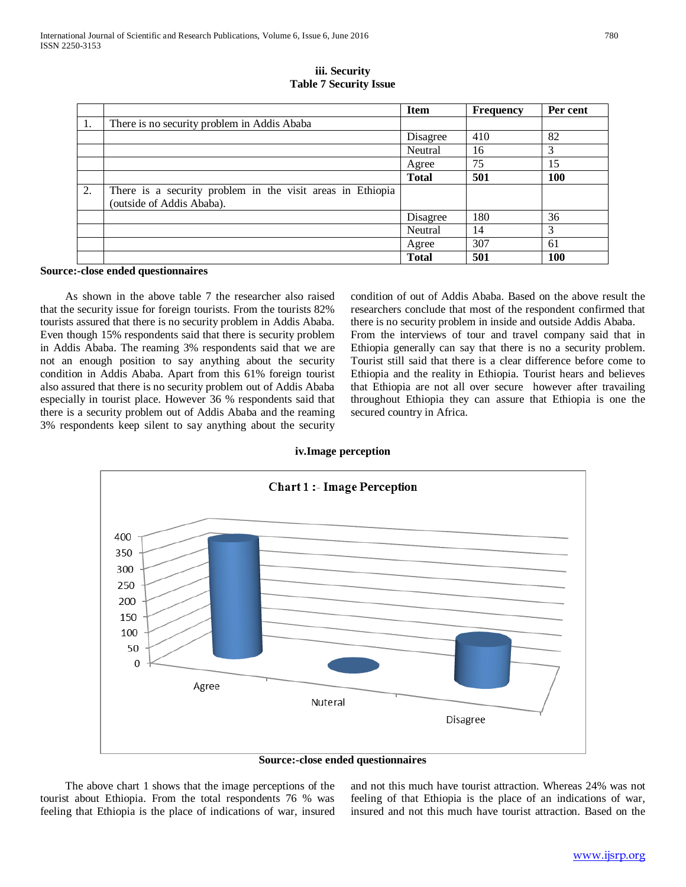### iii. Security

**Table 7 Security Issue**

| | | Item | Frequency | Per cent |
|---|---|---|---|---|
| 1. | There is no security problem in Addis Ababa | | | |
| | | Disagree | 410 | 82 |
| | | Neutral | 16 | 3 |
| | | Agree | 75 | 15 |
| | | **Total** | **501** | **100** |
| 2. | There is a security problem in the visit areas in Ethiopia (outside of Addis Ababa). | | | |
| | | Disagree | 180 | 36 |
| | | Neutral | 14 | 3 |
| | | Agree | 307 | 61 |
| | | **Total** | **501** | **100** |

**Source:-close ended questionnaires**

As shown in the above table 7 the researcher also raised that the security issue for foreign tourists. From the tourists 82% tourists assured that there is no security problem in Addis Ababa. Even though 15% respondents said that there is security problem in Addis Ababa. The reaming 3% respondents said that we are not an enough position to say anything about the security condition in Addis Ababa. Apart from this 61% foreign tourist also assured that there is no security problem out of Addis Ababa especially in tourist place. However 36 % respondents said that there is a security problem out of Addis Ababa and the reaming 3% respondents keep silent to say anything about the security condition of out of Addis Ababa. Based on the above result the researchers conclude that most of the respondent confirmed that there is no security problem in inside and outside Addis Ababa.

From the interviews of tour and travel company said that in Ethiopia generally can say that there is no a security problem. Tourist still said that there is a clear difference before come to Ethiopia and the reality in Ethiopia. Tourist hears and believes that Ethiopia are not all over secure however after travailing throughout Ethiopia they can assure that Ethiopia is one the secured country in Africa.

### iv.Image perception

Chart 1 :- Image Perception

**Source:-close ended questionnaires**

The above chart 1 shows that the image perceptions of the tourist about Ethiopia. From the total respondents 76 % was feeling that Ethiopia is the place of indications of war, insured and not this much have tourist attraction. Whereas 24% was not feeling of that Ethiopia is the place of an indications of war, insured and not this much have tourist attraction. Based on the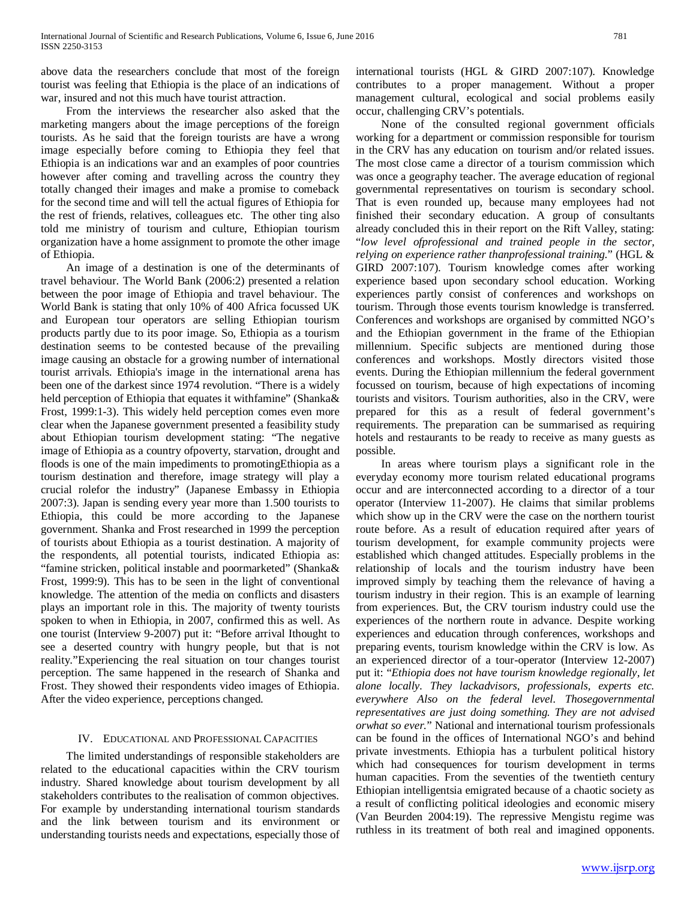above data the researchers conclude that most of the foreign tourist was feeling that Ethiopia is the place of an indications of war, insured and not this much have tourist attraction.

From the interviews the researcher also asked that the marketing mangers about the image perceptions of the foreign tourists. As he said that the foreign tourists are have a wrong image especially before coming to Ethiopia they feel that Ethiopia is an indications war and an examples of poor countries however after coming and travelling across the country they totally changed their images and make a promise to comeback for the second time and will tell the actual figures of Ethiopia for the rest of friends, relatives, colleagues etc. The other ting also told me ministry of tourism and culture, Ethiopian tourism organization have a home assignment to promote the other image of Ethiopia.

An image of a destination is one of the determinants of travel behaviour. The World Bank (2006:2) presented a relation between the poor image of Ethiopia and travel behaviour. The World Bank is stating that only 10% of 400 Africa focussed UK and European tour operators are selling Ethiopian tourism products partly due to its poor image. So, Ethiopia as a tourism destination seems to be contested because of the prevailing image causing an obstacle for a growing number of international tourist arrivals. Ethiopia's image in the international arena has been one of the darkest since 1974 revolution. "There is a widely held perception of Ethiopia that equates it withfamine" (Shanka& Frost, 1999:1-3). This widely held perception comes even more clear when the Japanese government presented a feasibility study about Ethiopian tourism development stating: "The negative image of Ethiopia as a country ofpoverty, starvation, drought and floods is one of the main impediments to promotingEthiopia as a tourism destination and therefore, image strategy will play a crucial rolefor the industry" (Japanese Embassy in Ethiopia 2007:3). Japan is sending every year more than 1.500 tourists to Ethiopia, this could be more according to the Japanese government. Shanka and Frost researched in 1999 the perception of tourists about Ethiopia as a tourist destination. A majority of the respondents, all potential tourists, indicated Ethiopia as: "famine stricken, political instable and poormarketed" (Shanka& Frost, 1999:9). This has to be seen in the light of conventional knowledge. The attention of the media on conflicts and disasters plays an important role in this. The majority of twenty tourists spoken to when in Ethiopia, in 2007, confirmed this as well. As one tourist (Interview 9-2007) put it: "Before arrival Ithought to see a deserted country with hungry people, but that is not reality."Experiencing the real situation on tour changes tourist perception. The same happened in the research of Shanka and Frost. They showed their respondents video images of Ethiopia. After the video experience, perceptions changed.

## IV. Educational and Professional Capacities

The limited understandings of responsible stakeholders are related to the educational capacities within the CRV tourism industry. Shared knowledge about tourism development by all stakeholders contributes to the realisation of common objectives. For example by understanding international tourism standards and the link between tourism and its environment or understanding tourists needs and expectations, especially those of international tourists (HGL & GIRD 2007:107). Knowledge contributes to a proper management. Without a proper management cultural, ecological and social problems easily occur, challenging CRV's potentials.

None of the consulted regional government officials working for a department or commission responsible for tourism in the CRV has any education on tourism and/or related issues. The most close came a director of a tourism commission which was once a geography teacher. The average education of regional governmental representatives on tourism is secondary school. That is even rounded up, because many employees had not finished their secondary education. A group of consultants already concluded this in their report on the Rift Valley, stating: "*low level ofprofessional and trained people in the sector, relying on experience rather thanprofessional training.*" (HGL & GIRD 2007:107). Tourism knowledge comes after working experience based upon secondary school education. Working experiences partly consist of conferences and workshops on tourism. Through those events tourism knowledge is transferred. Conferences and workshops are organised by committed NGO's and the Ethiopian government in the frame of the Ethiopian millennium. Specific subjects are mentioned during those conferences and workshops. Mostly directors visited those events. During the Ethiopian millennium the federal government focussed on tourism, because of high expectations of incoming tourists and visitors. Tourism authorities, also in the CRV, were prepared for this as a result of federal government's requirements. The preparation can be summarised as requiring hotels and restaurants to be ready to receive as many guests as possible.

In areas where tourism plays a significant role in the everyday economy more tourism related educational programs occur and are interconnected according to a director of a tour operator (Interview 11-2007). He claims that similar problems which show up in the CRV were the case on the northern tourist route before. As a result of education required after years of tourism development, for example community projects were established which changed attitudes. Especially problems in the relationship of locals and the tourism industry have been improved simply by teaching them the relevance of having a tourism industry in their region. This is an example of learning from experiences. But, the CRV tourism industry could use the experiences of the northern route in advance. Despite working experiences and education through conferences, workshops and preparing events, tourism knowledge within the CRV is low. As an experienced director of a tour-operator (Interview 12-2007) put it: "*Ethiopia does not have tourism knowledge regionally, let alone locally. They lackadvisors, professionals, experts etc. everywhere Also on the federal level. Thosegovernmental representatives are just doing something. They are not advised orwhat so ever.*" National and international tourism professionals can be found in the offices of International NGO's and behind private investments. Ethiopia has a turbulent political history which had consequences for tourism development in terms human capacities. From the seventies of the twentieth century Ethiopian intelligentsia emigrated because of a chaotic society as a result of conflicting political ideologies and economic misery (Van Beurden 2004:19). The repressive Mengistu regime was ruthless in its treatment of both real and imagined opponents.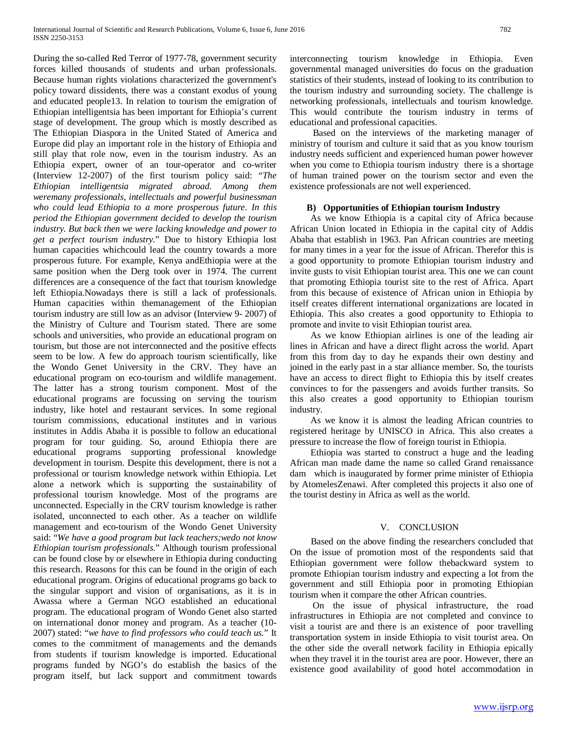During the so-called Red Terror of 1977-78, government security forces killed thousands of students and urban professionals. Because human rights violations characterized the government's policy toward dissidents, there was a constant exodus of young and educated people13. In relation to tourism the emigration of Ethiopian intelligentsia has been important for Ethiopia's current stage of development. The group which is mostly described as The Ethiopian Diaspora in the United Stated of America and Europe did play an important role in the history of Ethiopia and still play that role now, even in the tourism industry. As an Ethiopia expert, owner of an tour-operator and co-writer (Interview 12-2007) of the first tourism policy said: "*The Ethiopian intelligentsia migrated abroad. Among them weremany professionals, intellectuals and powerful businessman who could lead Ethiopia to a more prosperous future. In this period the Ethiopian government decided to develop the tourism industry. But back then we were lacking knowledge and power to get a perfect tourism industry.*" Due to history Ethiopia lost human capacities whichcould lead the country towards a more prosperous future. For example, Kenya andEthiopia were at the same position when the Derg took over in 1974. The current differences are a consequence of the fact that tourism knowledge left Ethiopia.Nowadays there is still a lack of professionals. Human capacities within themanagement of the Ethiopian tourism industry are still low as an advisor (Interview 9- 2007) of the Ministry of Culture and Tourism stated. There are some schools and universities, who provide an educational program on tourism, but those are not interconnected and the positive effects seem to be low. A few do approach tourism scientifically, like the Wondo Genet University in the CRV. They have an educational program on eco-tourism and wildlife management. The latter has a strong tourism component. Most of the educational programs are focussing on serving the tourism industry, like hotel and restaurant services. In some regional tourism commissions, educational institutes and in various institutes in Addis Ababa it is possible to follow an educational program for tour guiding. So, around Ethiopia there are educational programs supporting professional knowledge development in tourism. Despite this development, there is not a professional or tourism knowledge network within Ethiopia. Let alone a network which is supporting the sustainability of professional tourism knowledge. Most of the programs are unconnected. Especially in the CRV tourism knowledge is rather isolated, unconnected to each other. As a teacher on wildlife management and eco-tourism of the Wondo Genet University said: "*We have a good program but lack teachers;wedo not know Ethiopian tourism professionals.*" Although tourism professional can be found close by or elsewhere in Ethiopia during conducting this research. Reasons for this can be found in the origin of each educational program. Origins of educational programs go back to the singular support and vision of organisations, as it is in Awassa where a German NGO established an educational program. The educational program of Wondo Genet also started on international donor money and program. As a teacher (10-2007) stated: "*we have to find professors who could teach us.*" It comes to the commitment of managements and the demands from students if tourism knowledge is imported. Educational programs funded by NGO's do establish the basics of the program itself, but lack support and commitment towards interconnecting tourism knowledge in Ethiopia. Even governmental managed universities do focus on the graduation statistics of their students, instead of looking to its contribution to the tourism industry and surrounding society. The challenge is networking professionals, intellectuals and tourism knowledge. This would contribute the tourism industry in terms of educational and professional capacities.

Based on the interviews of the marketing manager of ministry of tourism and culture it said that as you know tourism industry needs sufficient and experienced human power however when you come to Ethiopia tourism industry there is a shortage of human trained power on the tourism sector and even the existence professionals are not well experienced.

### B) Opportunities of Ethiopian tourism Industry

As we know Ethiopia is a capital city of Africa because African Union located in Ethiopia in the capital city of Addis Ababa that establish in 1963. Pan African countries are meeting for many times in a year for the issue of African. Therefor this is a good opportunity to promote Ethiopian tourism industry and invite gusts to visit Ethiopian tourist area. This one we can count that promoting Ethiopia tourist site to the rest of Africa. Apart from this because of existence of African union in Ethiopia by itself creates different international organizations are located in Ethiopia. This also creates a good opportunity to Ethiopia to promote and invite to visit Ethiopian tourist area.

As we know Ethiopian airlines is one of the leading air lines in African and have a direct flight across the world. Apart from this from day to day he expands their own destiny and joined in the early past in a star alliance member. So, the tourists have an access to direct flight to Ethiopia this by itself creates convinces to for the passengers and avoids further transits. So this also creates a good opportunity to Ethiopian tourism industry.

As we know it is almost the leading African countries to registered heritage by UNISCO in Africa. This also creates a pressure to increase the flow of foreign tourist in Ethiopia.

Ethiopia was started to construct a huge and the leading African man made dame the name so called Grand renaissance dam which is inaugurated by former prime minister of Ethiopia by AtomelesZenawi. After completed this projects it also one of the tourist destiny in Africa as well as the world.

## V. CONCLUSION

Based on the above finding the researchers concluded that On the issue of promotion most of the respondents said that Ethiopian government were follow thebackward system to promote Ethiopian tourism industry and expecting a lot from the government and still Ethiopia poor in promoting Ethiopian tourism when it compare the other African countries.

On the issue of physical infrastructure, the road infrastructures in Ethiopia are not completed and convince to visit a tourist are and there is an existence of poor travelling transportation system in inside Ethiopia to visit tourist area. On the other side the overall network facility in Ethiopia epically when they travel it in the tourist area are poor. However, there an existence good availability of good hotel accommodation in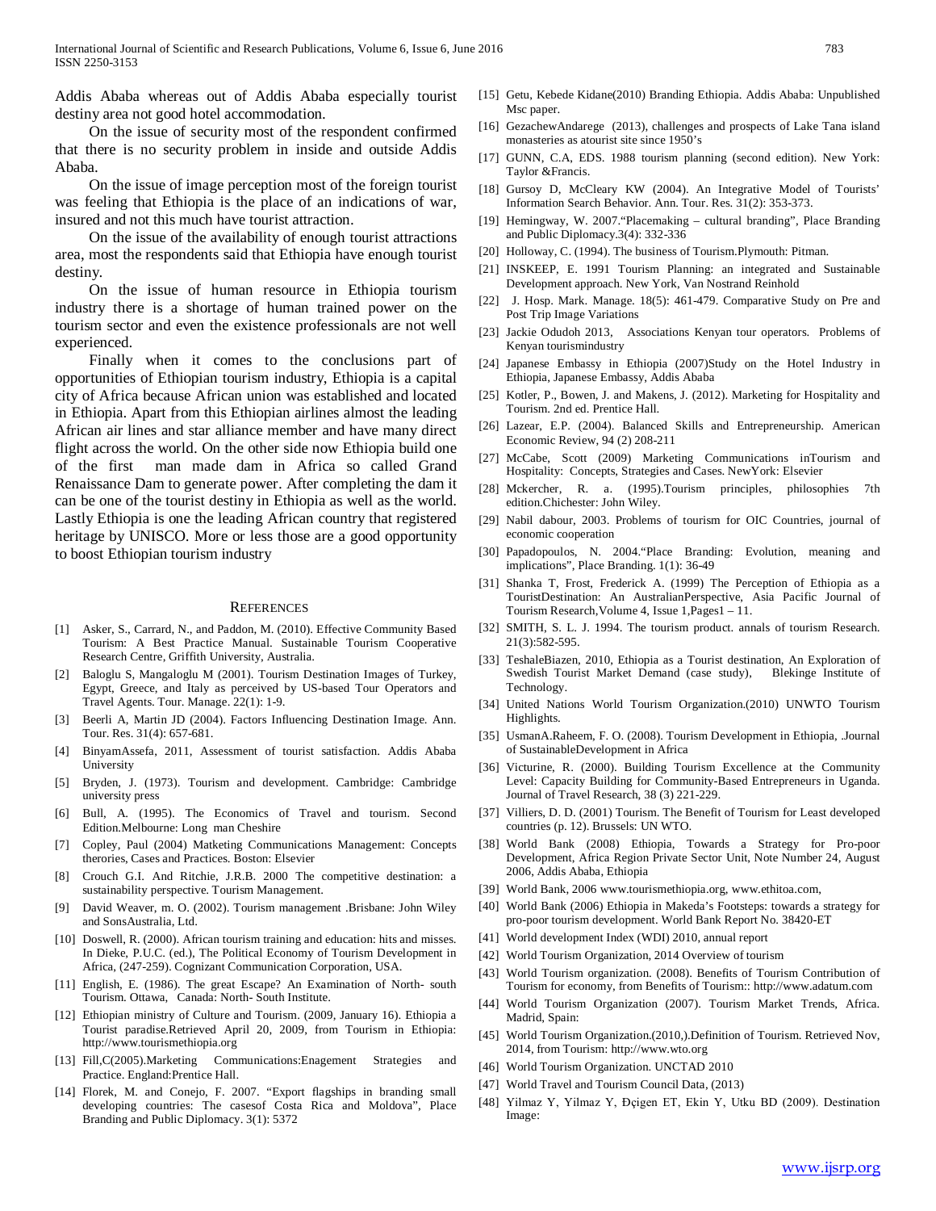Addis Ababa whereas out of Addis Ababa especially tourist destiny area not good hotel accommodation.

On the issue of security most of the respondent confirmed that there is no security problem in inside and outside Addis Ababa.

On the issue of image perception most of the foreign tourist was feeling that Ethiopia is the place of an indications of war, insured and not this much have tourist attraction.

On the issue of the availability of enough tourist attractions area, most the respondents said that Ethiopia have enough tourist destiny.

On the issue of human resource in Ethiopia tourism industry there is a shortage of human trained power on the tourism sector and even the existence professionals are not well experienced.

Finally when it comes to the conclusions part of opportunities of Ethiopian tourism industry, Ethiopia is a capital city of Africa because African union was established and located in Ethiopia. Apart from this Ethiopian airlines almost the leading African air lines and star alliance member and have many direct flight across the world. On the other side now Ethiopia build one of the first man made dam in Africa so called Grand Renaissance Dam to generate power. After completing the dam it can be one of the tourist destiny in Ethiopia as well as the world. Lastly Ethiopia is one the leading African country that registered heritage by UNISCO. More or less those are a good opportunity to boost Ethiopian tourism industry

## REFERENCES

[1] Asker, S., Carrard, N., and Paddon, M. (2010). Effective Community Based Tourism: A Best Practice Manual. Sustainable Tourism Cooperative Research Centre, Griffith University, Australia.

[2] Baloglu S, Mangaloglu M (2001). Tourism Destination Images of Turkey, Egypt, Greece, and Italy as perceived by US-based Tour Operators and Travel Agents. Tour. Manage. 22(1): 1-9.

[3] Beerli A, Martin JD (2004). Factors Influencing Destination Image. Ann. Tour. Res. 31(4): 657-681.

[4] BinyamAssefa, 2011, Assessment of tourist satisfaction. Addis Ababa University

[5] Bryden, J. (1973). Tourism and development. Cambridge: Cambridge university press

[6] Bull, A. (1995). The Economics of Travel and tourism. Second Edition.Melbourne: Long man Cheshire

[7] Copley, Paul (2004) Matketing Communications Management: Concepts therories, Cases and Practices. Boston: Elsevier

[8] Crouch G.I. And Ritchie, J.R.B. 2000 The competitive destination: a sustainability perspective. Tourism Management.

[9] David Weaver, m. O. (2002). Tourism management .Brisbane: John Wiley and SonsAustralia, Ltd.

[10] Doswell, R. (2000). African tourism training and education: hits and misses. In Dieke, P.U.C. (ed.), The Political Economy of Tourism Development in Africa, (247-259). Cognizant Communication Corporation, USA.

[11] English, E. (1986). The great Escape? An Examination of North- south Tourism. Ottawa, Canada: North- South Institute.

[12] Ethiopian ministry of Culture and Tourism. (2009, January 16). Ethiopia a Tourist paradise.Retrieved April 20, 2009, from Tourism in Ethiopia: http://www.tourismethiopia.org

[13] Fill,C(2005).Marketing Communications:Enagement Strategies and Practice. England:Prentice Hall.

[14] Florek, M. and Conejo, F. 2007. "Export flagships in branding small developing countries: The casesof Costa Rica and Moldova", Place Branding and Public Diplomacy. 3(1): 5372

[15] Getu, Kebede Kidane(2010) Branding Ethiopia. Addis Ababa: Unpublished Msc paper.

[16] GezachewAndarege (2013), challenges and prospects of Lake Tana island monasteries as atourist site since 1950's

[17] GUNN, C.A, EDS. 1988 tourism planning (second edition). New York: Taylor &Francis.

[18] Gursoy D, McCleary KW (2004). An Integrative Model of Tourists' Information Search Behavior. Ann. Tour. Res. 31(2): 353-373.

[19] Hemingway, W. 2007."Placemaking – cultural branding", Place Branding and Public Diplomacy.3(4): 332-336

[20] Holloway, C. (1994). The business of Tourism.Plymouth: Pitman.

[21] INSKEEP, E. 1991 Tourism Planning: an integrated and Sustainable Development approach. New York, Van Nostrand Reinhold

[22] J. Hosp. Mark. Manage. 18(5): 461-479. Comparative Study on Pre and Post Trip Image Variations

[23] Jackie Odudoh 2013, Associations Kenyan tour operators. Problems of Kenyan tourismindustry

[24] Japanese Embassy in Ethiopia (2007)Study on the Hotel Industry in Ethiopia, Japanese Embassy, Addis Ababa

[25] Kotler, P., Bowen, J. and Makens, J. (2012). Marketing for Hospitality and Tourism. 2nd ed. Prentice Hall.

[26] Lazear, E.P. (2004). Balanced Skills and Entrepreneurship. American Economic Review, 94 (2) 208-211

[27] McCabe, Scott (2009) Marketing Communications inTourism and Hospitality: Concepts, Strategies and Cases. NewYork: Elsevier

[28] Mckercher, R. a. (1995).Tourism principles, philosophies 7th edition.Chichester: John Wiley.

[29] Nabil dabour, 2003. Problems of tourism for OIC Countries, journal of economic cooperation

[30] Papadopoulos, N. 2004."Place Branding: Evolution, meaning and implications", Place Branding. 1(1): 36-49

[31] Shanka T, Frost, Frederick A. (1999) The Perception of Ethiopia as a TouristDestination: An AustralianPerspective, Asia Pacific Journal of Tourism Research,Volume 4, Issue 1,Pages1 – 11.

[32] SMITH, S. L. J. 1994. The tourism product. annals of tourism Research. 21(3):582-595.

[33] TeshaleBiazen, 2010, Ethiopia as a Tourist destination, An Exploration of Swedish Tourist Market Demand (case study), Blekinge Institute of Technology.

[34] United Nations World Tourism Organization.(2010) UNWTO Tourism Highlights.

[35] UsmanA.Raheem, F. O. (2008). Tourism Development in Ethiopia, .Journal of SustainableDevelopment in Africa

[36] Victurine, R. (2000). Building Tourism Excellence at the Community Level: Capacity Building for Community-Based Entrepreneurs in Uganda. Journal of Travel Research, 38 (3) 221-229.

[37] Villiers, D. D. (2001) Tourism. The Benefit of Tourism for Least developed countries (p. 12). Brussels: UN WTO.

[38] World Bank (2008) Ethiopia, Towards a Strategy for Pro-poor Development, Africa Region Private Sector Unit, Note Number 24, August 2006, Addis Ababa, Ethiopia

[39] World Bank, 2006 www.tourismethiopia.org, www.ethitoa.com,

[40] World Bank (2006) Ethiopia in Makeda's Footsteps: towards a strategy for pro-poor tourism development. World Bank Report No. 38420-ET

[41] World development Index (WDI) 2010, annual report

[42] World Tourism Organization, 2014 Overview of tourism

[43] World Tourism organization. (2008). Benefits of Tourism Contribution of Tourism for economy, from Benefits of Tourism:: http://www.adatum.com

[44] World Tourism Organization (2007). Tourism Market Trends, Africa. Madrid, Spain:

[45] World Tourism Organization.(2010,).Definition of Tourism. Retrieved Nov, 2014, from Tourism: http://www.wto.org

[46] World Tourism Organization. UNCTAD 2010

[47] World Travel and Tourism Council Data, (2013)

[48] Yilmaz Y, Yilmaz Y, Đçigen ET, Ekin Y, Utku BD (2009). Destination Image: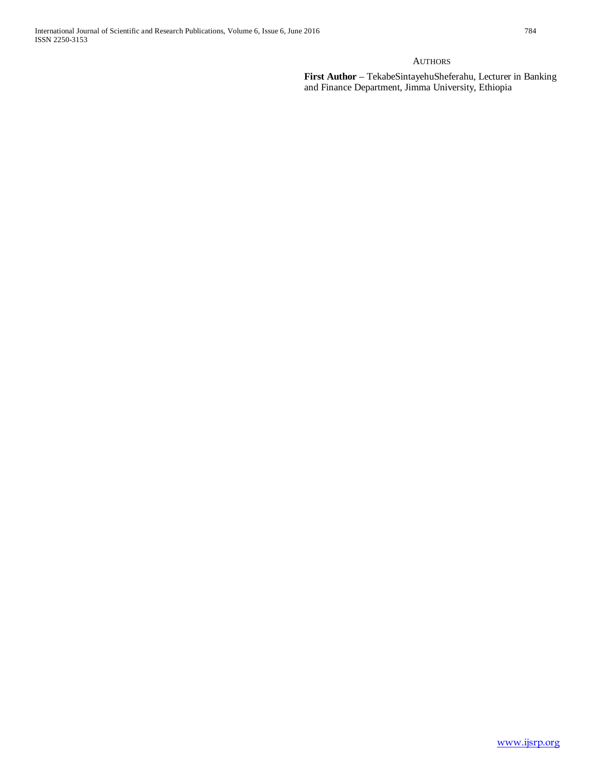## AUTHORS

**First Author** – TekabeSintayehuSheferahu, Lecturer in Banking and Finance Department, Jimma University, Ethiopia